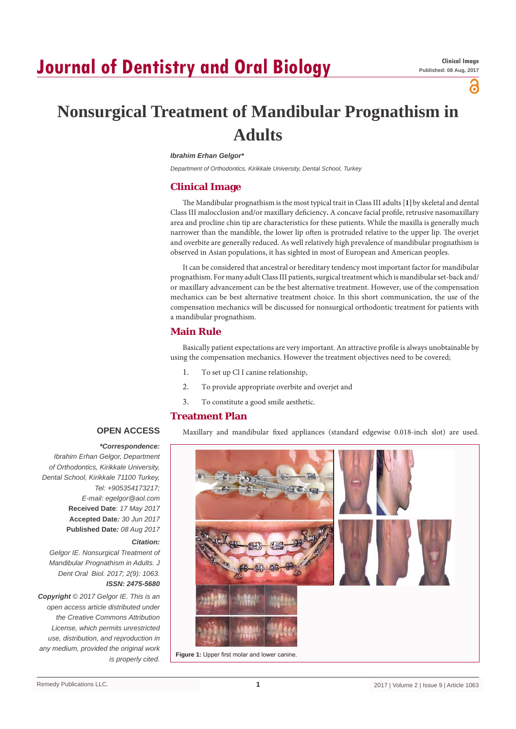# Nonsurgical Treatment of Mandibular Prognathism in Adults

***Ibrahim Erhan Gelgor****

*Department of Orthodontics, Kirikkale University, Dental School, Turkey*

## Clinical Image

The Mandibular prognathism is the most typical trait in Class III adults [**1**] by skeletal and dental Class III malocclusion and/or maxillary deficiency**.** A concave facial profile, retrusive nasomaxillary area and procline chin tip are characteristics for these patients. While the maxilla is generally much narrower than the mandible, the lower lip often is protruded relative to the upper lip. The overjet and overbite are generally reduced. As well relatively high prevalence of mandibular prognathism is observed in Asian populations, it has sighted in most of European and American peoples.

It can be considered that ancestral or hereditary tendency most important factor for mandibular prognathism. For many adult Class III patients, surgical treatment which is mandibular set-back and/or maxillary advancement can be the best alternative treatment. However, use of the compensation mechanics can be best alternative treatment choice. In this short communication, the use of the compensation mechanics will be discussed for nonsurgical orthodontic treatment for patients with a mandibular prognathism.

## Main Rule

Basically patient expectations are very important. An attractive profile is always unobtainable by using the compensation mechanics. However the treatment objectives need to be covered;

1. To set up Cl I canine relationship,
2. To provide appropriate overbite and overjet and
3. To constitute a good smile aesthetic.

## Treatment Plan

Maxillary and mandibular fixed appliances (standard edgewise 0.018-inch slot) are used.

**Figure 1:** Upper first molar and lower canine.

**OPEN ACCESS**

***Correspondence:***

*Ibrahim Erhan Gelgor, Department of Orthodontics, Kirikkale University, Dental School, Kirikkale 71100 Turkey, Tel: +905354173217; E-mail: egelgor@aol.com*

**Received Date**: *17 May 2017*

**Accepted Date***: 30 Jun 2017*

**Published Date***: 08 Aug 2017*

***Citation:***

*Gelgor IE. Nonsurgical Treatment of Mandibular Prognathism in Adults. J Dent Oral Biol. 2017; 2(9): 1063.*

***ISSN: 2475-5680***

***Copyright** © 2017 Gelgor IE. This is an open access article distributed under the Creative Commons Attribution License, which permits unrestricted use, distribution, and reproduction in any medium, provided the original work is properly cited.*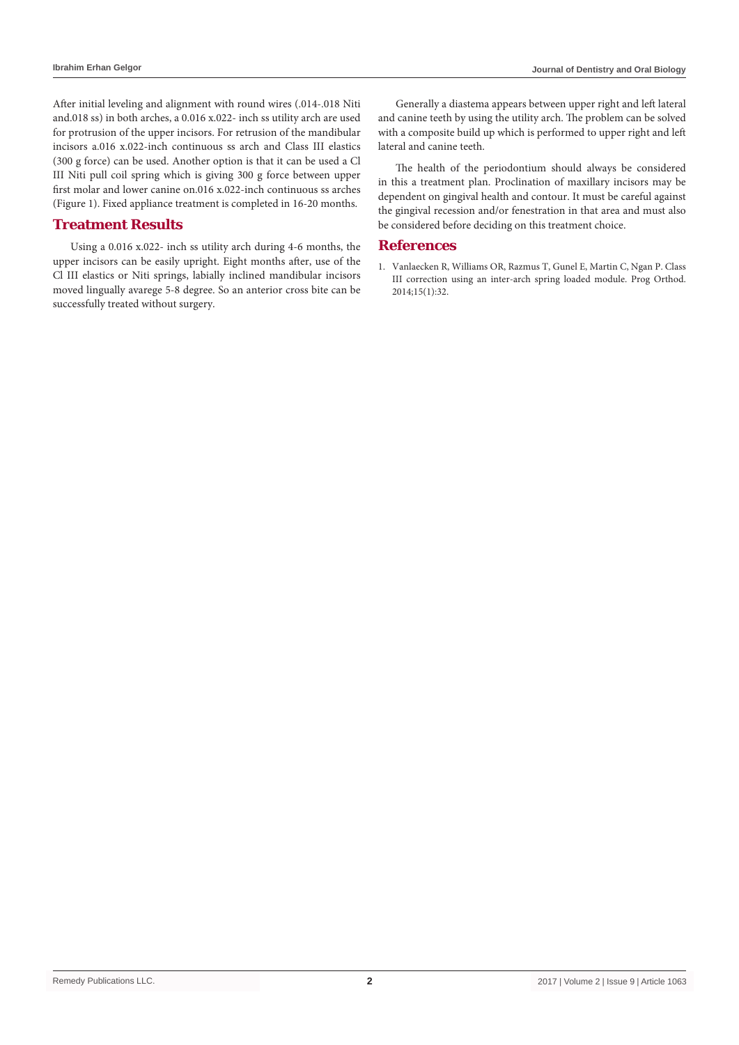After initial leveling and alignment with round wires (.014-.018 Niti and.018 ss) in both arches, a 0.016 x.022- inch ss utility arch are used for protrusion of the upper incisors. For retrusion of the mandibular incisors a.016 x.022-inch continuous ss arch and Class III elastics (300 g force) can be used. Another option is that it can be used a Cl III Niti pull coil spring which is giving 300 g force between upper first molar and lower canine on.016 x.022-inch continuous ss arches (Figure 1). Fixed appliance treatment is completed in 16-20 months.

## Treatment Results

Using a 0.016 x.022- inch ss utility arch during 4-6 months, the upper incisors can be easily upright. Eight months after, use of the Cl III elastics or Niti springs, labially inclined mandibular incisors moved lingually avarege 5-8 degree. So an anterior cross bite can be successfully treated without surgery.

Generally a diastema appears between upper right and left lateral and canine teeth by using the utility arch. The problem can be solved with a composite build up which is performed to upper right and left lateral and canine teeth.

The health of the periodontium should always be considered in this a treatment plan. Proclination of maxillary incisors may be dependent on gingival health and contour. It must be careful against the gingival recession and/or fenestration in that area and must also be considered before deciding on this treatment choice.

## References

1. Vanlaecken R, Williams OR, Razmus T, Gunel E, Martin C, Ngan P. Class III correction using an inter-arch spring loaded module. Prog Orthod. 2014;15(1):32.